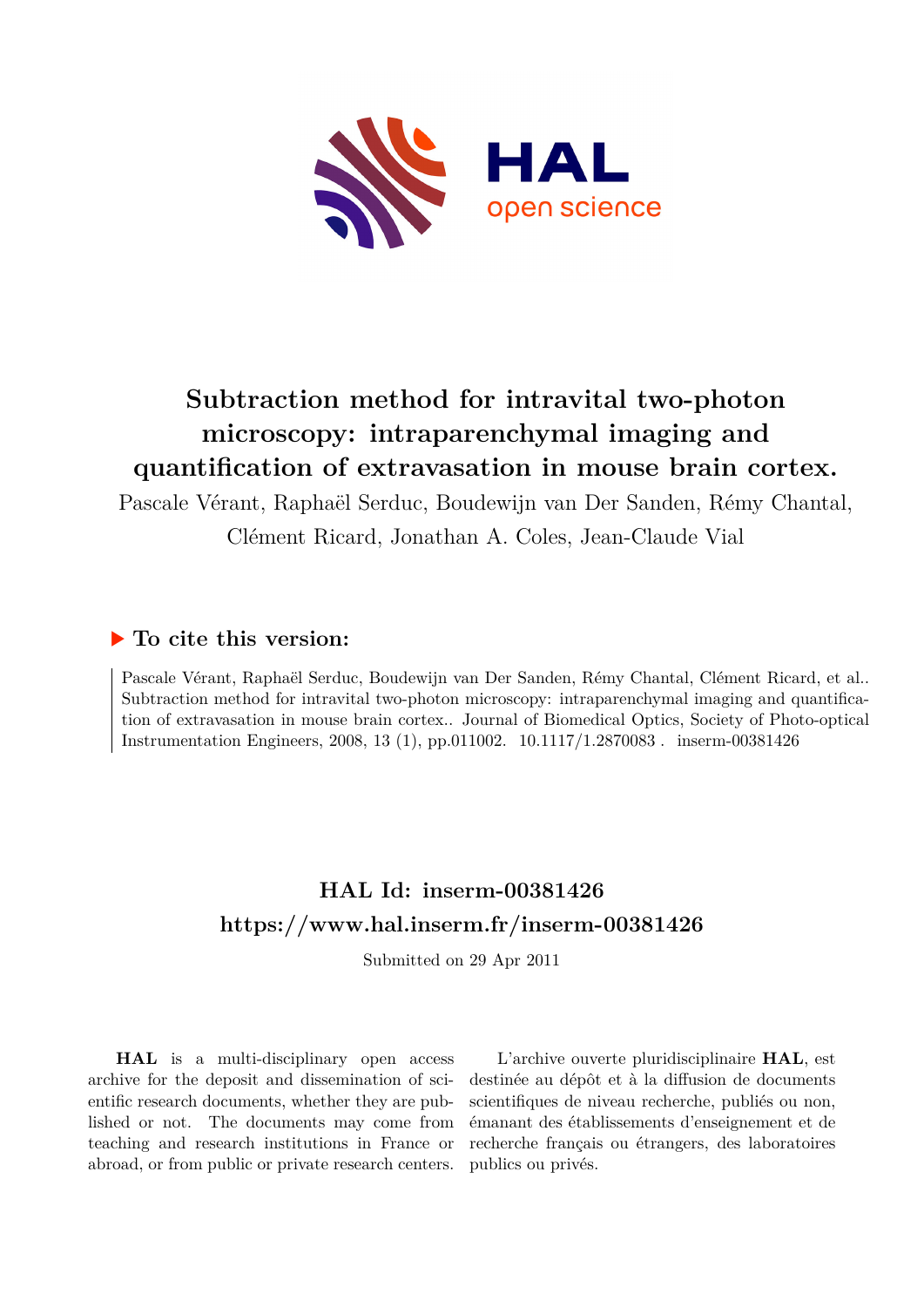# Subtraction method for intravital two-photon microscopy: intraparenchymal imaging and quantification of extravasation in mouse brain cortex.

Pascale Vérant, Raphaël Serduc, Boudewijn van Der Sanden, Rémy Chantal, Clément Ricard, Jonathan A. Coles, Jean-Claude Vial

## ▶ To cite this version:

Pascale Vérant, Raphaël Serduc, Boudewijn van Der Sanden, Rémy Chantal, Clément Ricard, et al.. Subtraction method for intravital two-photon microscopy: intraparenchymal imaging and quantification of extravasation in mouse brain cortex.. Journal of Biomedical Optics, Society of Photo-optical Instrumentation Engineers, 2008, 13 (1), pp.011002. 10.1117/1.2870083 . inserm-00381426

## HAL Id: inserm-00381426
## https://www.hal.inserm.fr/inserm-00381426

Submitted on 29 Apr 2011

**HAL** is a multi-disciplinary open access archive for the deposit and dissemination of scientific research documents, whether they are published or not. The documents may come from teaching and research institutions in France or abroad, or from public or private research centers.

L'archive ouverte pluridisciplinaire **HAL**, est destinée au dépôt et à la diffusion de documents scientifiques de niveau recherche, publiés ou non, émanant des établissements d'enseignement et de recherche français ou étrangers, des laboratoires publics ou privés.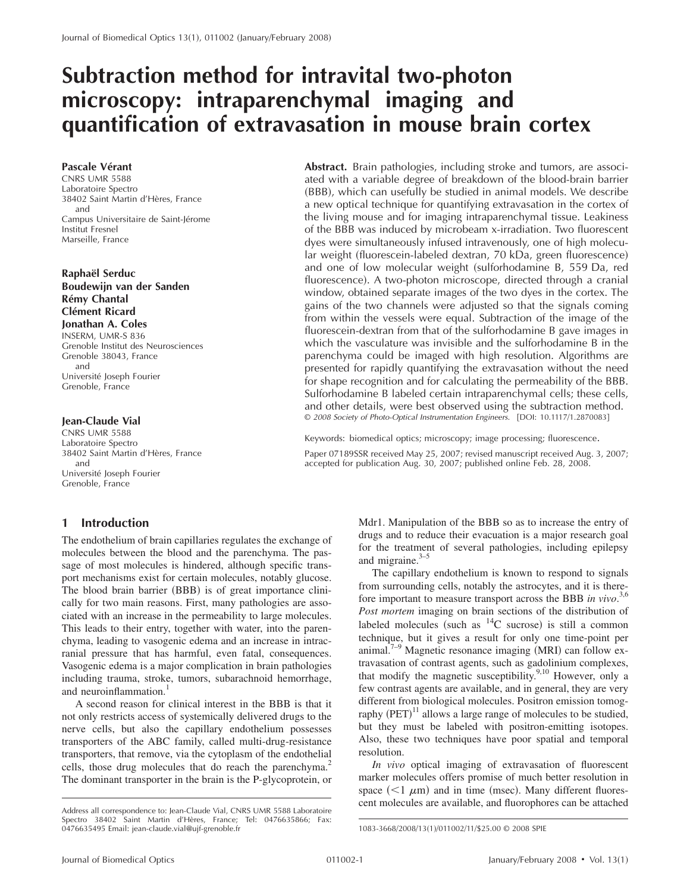# Subtraction method for intravital two-photon microscopy: intraparenchymal imaging and quantification of extravasation in mouse brain cortex

**Pascale Vérant**
CNRS UMR 5588
Laboratoire Spectro
38402 Saint Martin d'Hères, France
and
Campus Universitaire de Saint-Jérome
Institut Fresnel
Marseille, France

**Raphaël Serduc**
**Boudewijn van der Sanden**
**Rémy Chantal**
**Clément Ricard**
**Jonathan A. Coles**
INSERM, UMR-S 836
Grenoble Institut des Neurosciences
Grenoble 38043, France
and
Université Joseph Fourier
Grenoble, France

**Jean-Claude Vial**
CNRS UMR 5588
Laboratoire Spectro
38402 Saint Martin d'Hères, France
and
Université Joseph Fourier
Grenoble, France

**Abstract.** Brain pathologies, including stroke and tumors, are associated with a variable degree of breakdown of the blood-brain barrier (BBB), which can usefully be studied in animal models. We describe a new optical technique for quantifying extravasation in the cortex of the living mouse and for imaging intraparenchymal tissue. Leakiness of the BBB was induced by microbeam x-irradiation. Two fluorescent dyes were simultaneously infused intravenously, one of high molecular weight (fluorescein-labeled dextran, 70 kDa, green fluorescence) and one of low molecular weight (sulforhodamine B, 559 Da, red fluorescence). A two-photon microscope, directed through a cranial window, obtained separate images of the two dyes in the cortex. The gains of the two channels were adjusted so that the signals coming from within the vessels were equal. Subtraction of the image of the fluorescein-dextran from that of the sulforhodamine B gave images in which the vasculature was invisible and the sulforhodamine B in the parenchyma could be imaged with high resolution. Algorithms are presented for rapidly quantifying the extravasation without the need for shape recognition and for calculating the permeability of the BBB. Sulforhodamine B labeled certain intraparenchymal cells; these cells, and other details, were best observed using the subtraction method. © *2008 Society of Photo-Optical Instrumentation Engineers.* [DOI: 10.1117/1.2870083]

Keywords: biomedical optics; microscopy; image processing; fluorescence.

Paper 07189SSR received May 25, 2007; revised manuscript received Aug. 3, 2007; accepted for publication Aug. 30, 2007; published online Feb. 28, 2008.

## 1 Introduction

The endothelium of brain capillaries regulates the exchange of molecules between the blood and the parenchyma. The passage of most molecules is hindered, although specific transport mechanisms exist for certain molecules, notably glucose. The blood brain barrier (BBB) is of great importance clinically for two main reasons. First, many pathologies are associated with an increase in the permeability to large molecules. This leads to their entry, together with water, into the parenchyma, leading to vasogenic edema and an increase in intracranial pressure that has harmful, even fatal, consequences. Vasogenic edema is a major complication in brain pathologies including trauma, stroke, tumors, subarachnoid hemorrhage, and neuroinflammation.[1]

A second reason for clinical interest in the BBB is that it not only restricts access of systemically delivered drugs to the nerve cells, but also the capillary endothelium possesses transporters of the ABC family, called multi-drug-resistance transporters, that remove, via the cytoplasm of the endothelial cells, those drug molecules that do reach the parenchyma.[2] The dominant transporter in the brain is the P-glycoprotein, or Mdr1. Manipulation of the BBB so as to increase the entry of drugs and to reduce their evacuation is a major research goal for the treatment of several pathologies, including epilepsy and migraine.[3–5]

The capillary endothelium is known to respond to signals from surrounding cells, notably the astrocytes, and it is therefore important to measure transport across the BBB *in vivo*.[3,6] *Post mortem* imaging on brain sections of the distribution of labeled molecules (such as $^{14}$C sucrose) is still a common technique, but it gives a result for only one time-point per animal.[7–9] Magnetic resonance imaging (MRI) can follow extravasation of contrast agents, such as gadolinium complexes, that modify the magnetic susceptibility.[9,10] However, only a few contrast agents are available, and in general, they are very different from biological molecules. Positron emission tomography (PET)[11] allows a large range of molecules to be studied, but they must be labeled with positron-emitting isotopes. Also, these two techniques have poor spatial and temporal resolution.

*In vivo* optical imaging of extravasation of fluorescent marker molecules offers promise of much better resolution in space ($<1$ $\mu$m) and in time (msec). Many different fluorescent molecules are available, and fluorophores can be attached

Address all correspondence to: Jean-Claude Vial, CNRS UMR 5588 Laboratoire Spectro 38402 Saint Martin d'Hères, France; Tel: 0476635866; Fax: 0476635495 Email: jean-claude.vial@ujf-grenoble.fr

1083-3668/2008/13(1)/011002/11/$25.00 © 2008 SPIE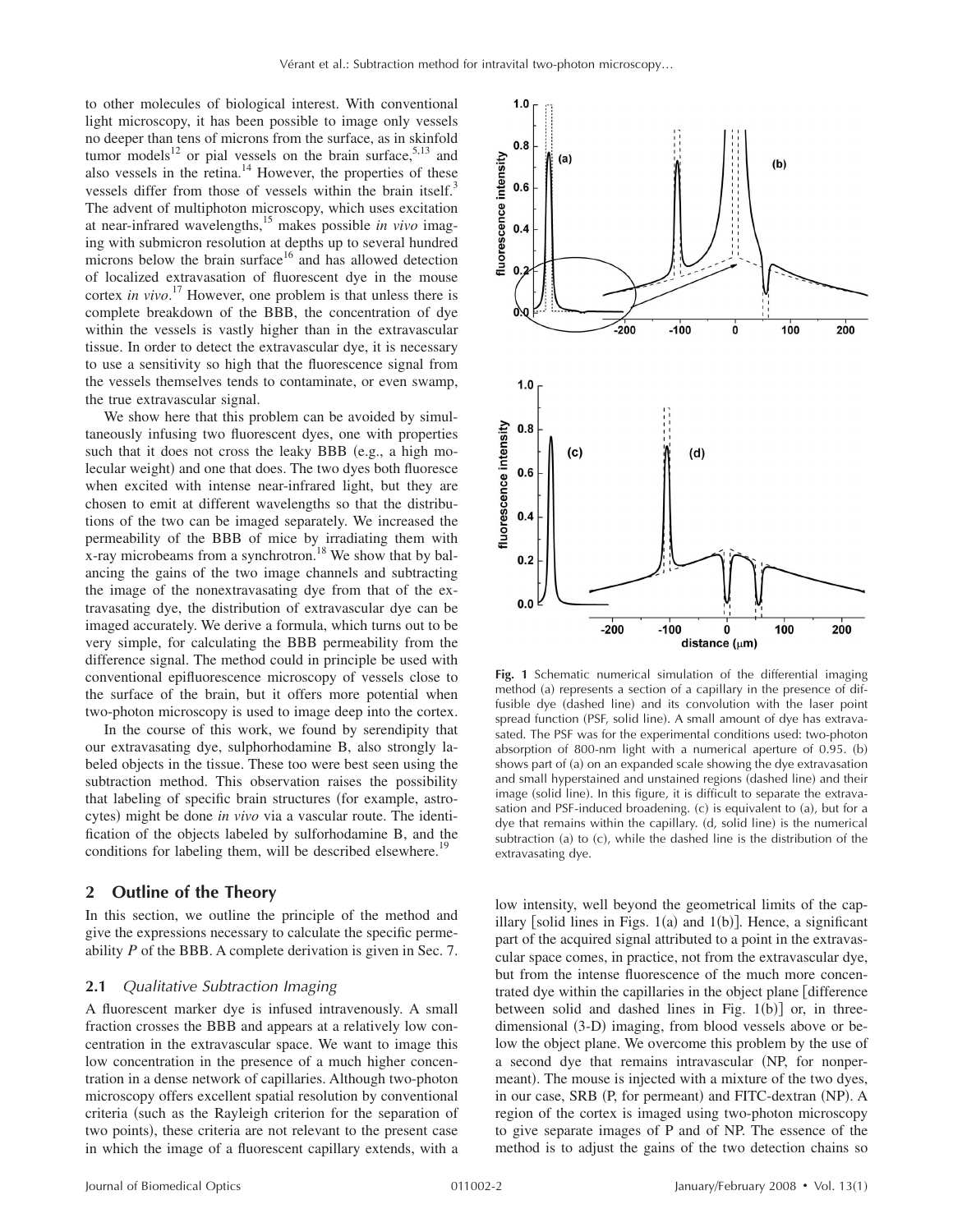to other molecules of biological interest. With conventional light microscopy, it has been possible to image only vessels no deeper than tens of microns from the surface, as in skinfold tumor models[12] or pial vessels on the brain surface,[5,13] and also vessels in the retina.[14] However, the properties of these vessels differ from those of vessels within the brain itself.[3] The advent of multiphoton microscopy, which uses excitation at near-infrared wavelengths,[15] makes possible *in vivo* imaging with submicron resolution at depths up to several hundred microns below the brain surface[16] and has allowed detection of localized extravasation of fluorescent dye in the mouse cortex *in vivo*.[17] However, one problem is that unless there is complete breakdown of the BBB, the concentration of dye within the vessels is vastly higher than in the extravascular tissue. In order to detect the extravascular dye, it is necessary to use a sensitivity so high that the fluorescence signal from the vessels themselves tends to contaminate, or even swamp, the true extravascular signal.

We show here that this problem can be avoided by simultaneously infusing two fluorescent dyes, one with properties such that it does not cross the leaky BBB (e.g., a high molecular weight) and one that does. The two dyes both fluoresce when excited with intense near-infrared light, but they are chosen to emit at different wavelengths so that the distributions of the two can be imaged separately. We increased the permeability of the BBB of mice by irradiating them with x-ray microbeams from a synchrotron.[18] We show that by balancing the gains of the two image channels and subtracting the image of the nonextravasating dye from that of the extravasating dye, the distribution of extravascular dye can be imaged accurately. We derive a formula, which turns out to be very simple, for calculating the BBB permeability from the difference signal. The method could in principle be used with conventional epifluorescence microscopy of vessels close to the surface of the brain, but it offers more potential when two-photon microscopy is used to image deep into the cortex.

In the course of this work, we found by serendipity that our extravasating dye, sulphorhodamine B, also strongly labeled objects in the tissue. These too were best seen using the subtraction method. This observation raises the possibility that labeling of specific brain structures (for example, astrocytes) might be done *in vivo* via a vascular route. The identification of the objects labeled by sulforhodamine B, and the conditions for labeling them, will be described elsewhere.[19]

(a)
(b)
(c)
(d)
fluorescence intensity
distance (μm)
1.0
0.8
0.6
0.4
0.2
0.0
-200
-100
0
100
200

**Fig. 1** Schematic numerical simulation of the differential imaging method (a) represents a section of a capillary in the presence of diffusible dye (dashed line) and its convolution with the laser point spread function (PSF, solid line). A small amount of dye has extravasated. The PSF was for the experimental conditions used: two-photon absorption of 800-nm light with a numerical aperture of 0.95. (b) shows part of (a) on an expanded scale showing the dye extravasation and small hyperstained and unstained regions (dashed line) and their image (solid line). In this figure, it is difficult to separate the extravasation and PSF-induced broadening. (c) is equivalent to (a), but for a dye that remains within the capillary. (d, solid line) is the numerical subtraction (a) to (c), while the dashed line is the distribution of the extravasating dye.

## 2 Outline of the Theory

In this section, we outline the principle of the method and give the expressions necessary to calculate the specific permeability $P$ of the BBB. A complete derivation is given in Sec. 7.

### 2.1 *Qualitative Subtraction Imaging*

A fluorescent marker dye is infused intravenously. A small fraction crosses the BBB and appears at a relatively low concentration in the extravascular space. We want to image this low concentration in the presence of a much higher concentration in a dense network of capillaries. Although two-photon microscopy offers excellent spatial resolution by conventional criteria (such as the Rayleigh criterion for the separation of two points), these criteria are not relevant to the present case in which the image of a fluorescent capillary extends, with a low intensity, well beyond the geometrical limits of the capillary [solid lines in Figs. 1(a) and 1(b)]. Hence, a significant part of the acquired signal attributed to a point in the extravascular space comes, in practice, not from the extravascular dye, but from the intense fluorescence of the much more concentrated dye within the capillaries in the object plane [difference between solid and dashed lines in Fig. 1(b)] or, in three-dimensional (3-D) imaging, from blood vessels above or below the object plane. We overcome this problem by the use of a second dye that remains intravascular (NP, for nonpermeant). The mouse is injected with a mixture of the two dyes, in our case, SRB (P, for permeant) and FITC-dextran (NP). A region of the cortex is imaged using two-photon microscopy to give separate images of P and of NP. The essence of the method is to adjust the gains of the two detection chains so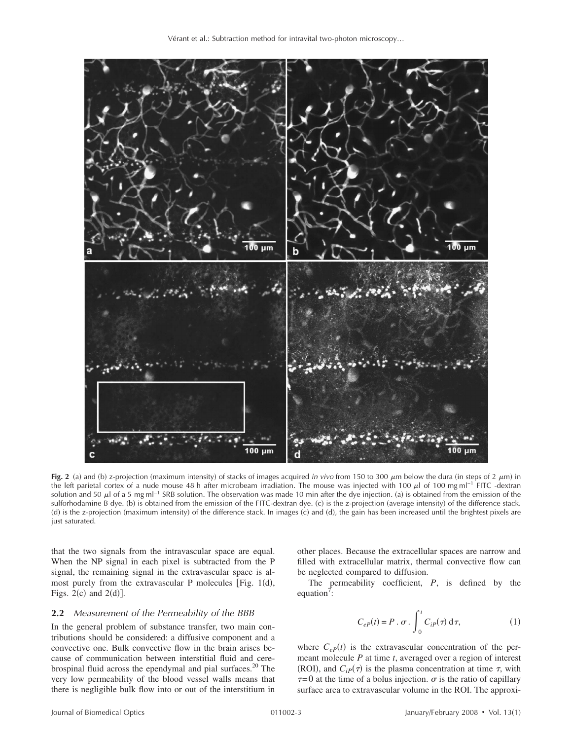**Fig. 2** (a) and (b) z-projection (maximum intensity) of stacks of images acquired *in vivo* from 150 to 300 $\mu$m below the dura (in steps of 2 $\mu$m) in the left parietal cortex of a nude mouse 48 h after microbeam irradiation. The mouse was injected with 100 $\mu$l of 100 mg ml$^{-1}$ FITC -dextran solution and 50 $\mu$l of a 5 mg ml$^{-1}$ SRB solution. The observation was made 10 min after the dye injection. (a) is obtained from the emission of the sulforhodamine B dye. (b) is obtained from the emission of the FITC-dextran dye. (c) is the z-projection (average intensity) of the difference stack. (d) is the z-projection (maximum intensity) of the difference stack. In images (c) and (d), the gain has been increased until the brightest pixels are just saturated.

that the two signals from the intravascular space are equal. When the NP signal in each pixel is subtracted from the P signal, the remaining signal in the extravascular space is almost purely from the extravascular P molecules [Fig. 1(d), Figs. 2(c) and 2(d)].

### 2.2 *Measurement of the Permeability of the BBB*

In the general problem of substance transfer, two main contributions should be considered: a diffusive component and a convective one. Bulk convective flow in the brain arises because of communication between interstitial fluid and cerebrospinal fluid across the ependymal and pial surfaces.[20] The very low permeability of the blood vessel walls means that there is negligible bulk flow into or out of the interstitium in other places. Because the extracellular spaces are narrow and filled with extracellular matrix, thermal convective flow can be neglected compared to diffusion.

The permeability coefficient, $P$, is defined by the equation[7]:

$$C_{eP}(t) = P \,.\, \sigma \,.\, \int_0^t C_{iP}(\tau)\, \mathrm{d}\tau, \tag{1}$$

where $C_{eP}(t)$ is the extravascular concentration of the permeant molecule $P$ at time $t$, averaged over a region of interest (ROI), and $C_{iP}(\tau)$ is the plasma concentration at time $\tau$, with $\tau=0$ at the time of a bolus injection. $\sigma$ is the ratio of capillary surface area to extravascular volume in the ROI. The approxi-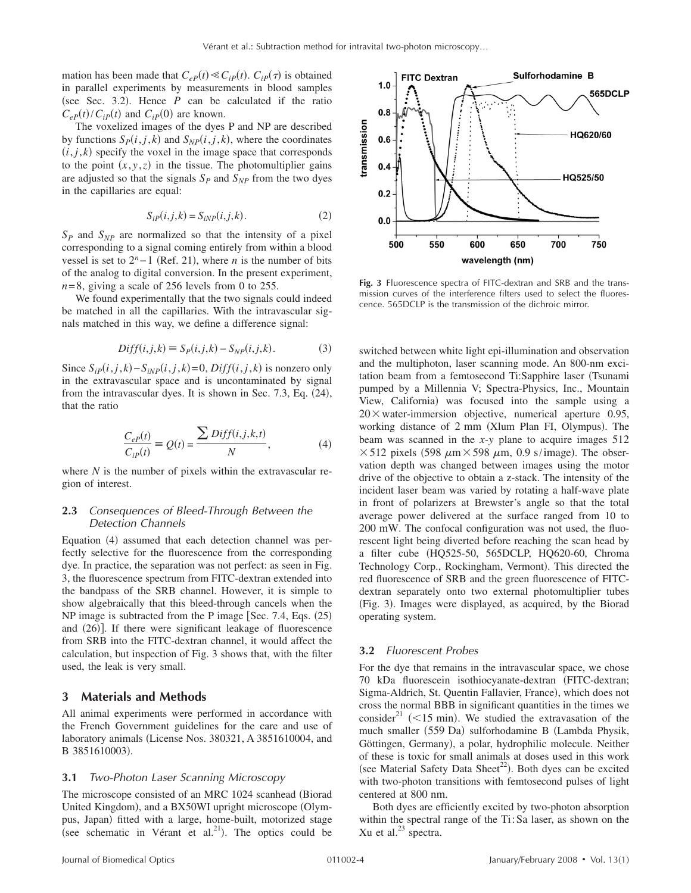mation has been made that $C_{eP}(t) \ll C_{iP}(t)$. $C_{iP}(\tau)$ is obtained in parallel experiments by measurements in blood samples (see Sec. 3.2). Hence $P$ can be calculated if the ratio $C_{eP}(t)/C_{iP}(t)$ and $C_{iP}(0)$ are known.

The voxelized images of the dyes P and NP are described by functions $S_P(i,j,k)$ and $S_{NP}(i,j,k)$, where the coordinates $(i,j,k)$ specify the voxel in the image space that corresponds to the point $(x,y,z)$ in the tissue. The photomultiplier gains are adjusted so that the signals $S_P$ and $S_{NP}$ from the two dyes in the capillaries are equal:

$$S_{iP}(i,j,k) = S_{iNP}(i,j,k). \tag{2}$$

$S_P$ and $S_{NP}$ are normalized so that the intensity of a pixel corresponding to a signal coming entirely from within a blood vessel is set to $2^n - 1$ (Ref. 21), where $n$ is the number of bits of the analog to digital conversion. In the present experiment, $n=8$, giving a scale of 256 levels from 0 to 255.

We found experimentally that the two signals could indeed be matched in all the capillaries. With the intravascular signals matched in this way, we define a difference signal:

$$Diff(i,j,k) \equiv S_P(i,j,k) - S_{NP}(i,j,k). \tag{3}$$

Since $S_{iP}(i,j,k) - S_{iNP}(i,j,k) = 0$, $Diff(i,j,k)$ is nonzero only in the extravascular space and is uncontaminated by signal from the intravascular dyes. It is shown in Sec. 7.3, Eq. (24), that the ratio

$$\frac{C_{eP}(t)}{C_{iP}(t)} \equiv Q(t) = \frac{\sum Diff(i,j,k,t)}{N}, \tag{4}$$

where $N$ is the number of pixels within the extravascular region of interest.

### 2.3 *Consequences of Bleed-Through Between the Detection Channels*

Equation (4) assumed that each detection channel was perfectly selective for the fluorescence from the corresponding dye. In practice, the separation was not perfect: as seen in Fig. 3, the fluorescence spectrum from FITC-dextran extended into the bandpass of the SRB channel. However, it is simple to show algebraically that this bleed-through cancels when the NP image is subtracted from the P image [Sec. 7.4, Eqs. (25) and (26)]. If there were significant leakage of fluorescence from SRB into the FITC-dextran channel, it would affect the calculation, but inspection of Fig. 3 shows that, with the filter used, the leak is very small.

## 3 Materials and Methods

All animal experiments were performed in accordance with the French Government guidelines for the care and use of laboratory animals (License Nos. 380321, A 3851610004, and B 3851610003).

### 3.1 *Two-Photon Laser Scanning Microscopy*

The microscope consisted of an MRC 1024 scanhead (Biorad United Kingdom), and a BX50WI upright microscope (Olympus, Japan) fitted with a large, home-built, motorized stage (see schematic in Vérant et al.[21]). The optics could be switched between white light epi-illumination and observation and the multiphoton, laser scanning mode. An 800-nm excitation beam from a femtosecond Ti:Sapphire laser (Tsunami pumped by a Millennia V; Spectra-Physics, Inc., Mountain View, California) was focused into the sample using a $20\times$ water-immersion objective, numerical aperture 0.95, working distance of 2 mm (Xlum Plan FI, Olympus). The beam was scanned in the *x*-*y* plane to acquire images 512 $\times$ 512 pixels (598 $\mu$m $\times$ 598 $\mu$m, 0.9 s/image). The observation depth was changed between images using the motor drive of the objective to obtain a z-stack. The intensity of the incident laser beam was varied by rotating a half-wave plate in front of polarizers at Brewster's angle so that the total average power delivered at the surface ranged from 10 to 200 mW. The confocal configuration was not used, the fluorescent light being diverted before reaching the scan head by a filter cube (HQ525-50, 565DCLP, HQ620-60, Chroma Technology Corp., Rockingham, Vermont). This directed the red fluorescence of SRB and the green fluorescence of FITC-dextran separately onto two external photomultiplier tubes (Fig. 3). Images were displayed, as acquired, by the Biorad operating system.

**Fig. 3** Fluorescence spectra of FITC-dextran and SRB and the transmission curves of the interference filters used to select the fluorescence. 565DCLP is the transmission of the dichroic mirror.

### 3.2 *Fluorescent Probes*

For the dye that remains in the intravascular space, we chose 70 kDa fluorescein isothiocyanate-dextran (FITC-dextran; Sigma-Aldrich, St. Quentin Fallavier, France), which does not cross the normal BBB in significant quantities in the times we consider[21] (<15 min). We studied the extravasation of the much smaller (559 Da) sulforhodamine B (Lambda Physik, Göttingen, Germany), a polar, hydrophilic molecule. Neither of these is toxic for small animals at doses used in this work (see Material Safety Data Sheet[22]). Both dyes can be excited with two-photon transitions with femtosecond pulses of light centered at 800 nm.

Both dyes are efficiently excited by two-photon absorption within the spectral range of the Ti:Sa laser, as shown on the Xu et al.[23] spectra.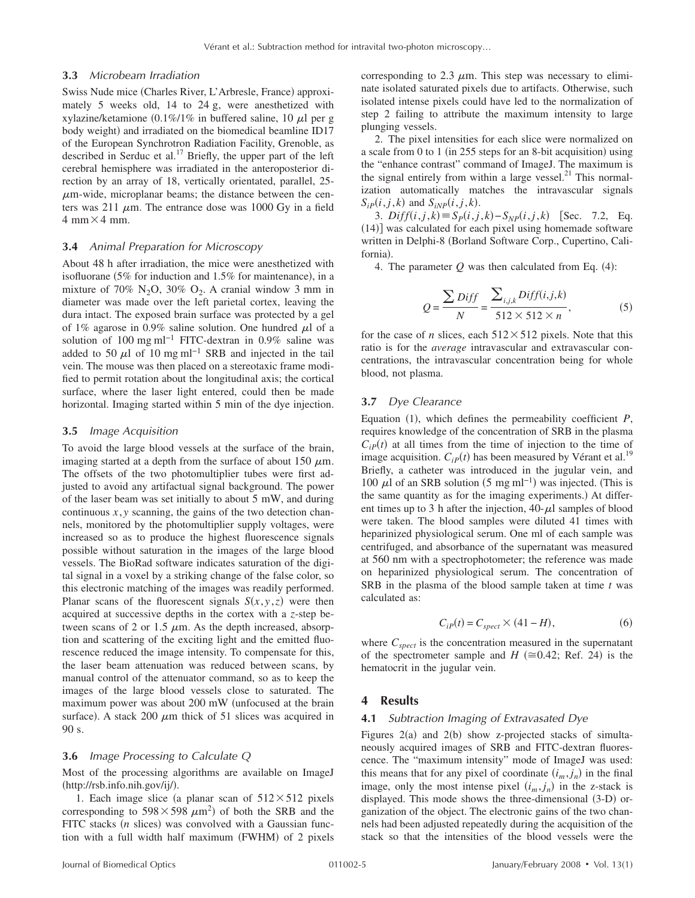### 3.3 *Microbeam Irradiation*

Swiss Nude mice (Charles River, L'Arbresle, France) approximately 5 weeks old, 14 to 24 g, were anesthetized with xylazine/ketamione (0.1%/1% in buffered saline, 10 $\mu$l per g body weight) and irradiated on the biomedical beamline ID17 of the European Synchrotron Radiation Facility, Grenoble, as described in Serduc et al.[17] Briefly, the upper part of the left cerebral hemisphere was irradiated in the anteroposterior direction by an array of 18, vertically orientated, parallel, 25-$\mu$m-wide, microplanar beams; the distance between the centers was 211 $\mu$m. The entrance dose was 1000 Gy in a field 4 mm $\times$ 4 mm.

### 3.4 *Animal Preparation for Microscopy*

About 48 h after irradiation, the mice were anesthetized with isofluorane (5% for induction and 1.5% for maintenance), in a mixture of 70% $N_2O$, 30% $O_2$. A cranial window 3 mm in diameter was made over the left parietal cortex, leaving the dura intact. The exposed brain surface was protected by a gel of 1% agarose in 0.9% saline solution. One hundred $\mu$l of a solution of 100 mg ml$^{-1}$ FITC-dextran in 0.9% saline was added to 50 $\mu$l of 10 mg ml$^{-1}$ SRB and injected in the tail vein. The mouse was then placed on a stereotaxic frame modified to permit rotation about the longitudinal axis; the cortical surface, where the laser light entered, could then be made horizontal. Imaging started within 5 min of the dye injection.

### 3.5 *Image Acquisition*

To avoid the large blood vessels at the surface of the brain, imaging started at a depth from the surface of about 150 $\mu$m. The offsets of the two photomultiplier tubes were first adjusted to avoid any artifactual signal background. The power of the laser beam was set initially to about 5 mW, and during continuous $x, y$ scanning, the gains of the two detection channels, monitored by the photomultiplier supply voltages, were increased so as to produce the highest fluorescence signals possible without saturation in the images of the large blood vessels. The BioRad software indicates saturation of the digital signal in a voxel by a striking change of the false color, so this electronic matching of the images was readily performed. Planar scans of the fluorescent signals $S(x,y,z)$ were then acquired at successive depths in the cortex with a $z$-step between scans of 2 or 1.5 $\mu$m. As the depth increased, absorption and scattering of the exciting light and the emitted fluorescence reduced the image intensity. To compensate for this, the laser beam attenuation was reduced between scans, by manual control of the attenuator command, so as to keep the images of the large blood vessels close to saturated. The maximum power was about 200 mW (unfocused at the brain surface). A stack 200 $\mu$m thick of 51 slices was acquired in 90 s.

### 3.6 *Image Processing to Calculate Q*

Most of the processing algorithms are available on ImageJ (http://rsb.info.nih.gov/ij/).

1. Each image slice (a planar scan of $512 \times 512$ pixels corresponding to $598 \times 598$ $\mu$m$^2$) of both the SRB and the FITC stacks ($n$ slices) was convolved with a Gaussian function with a full width half maximum (FWHM) of 2 pixels corresponding to 2.3 $\mu$m. This step was necessary to eliminate isolated saturated pixels due to artifacts. Otherwise, such isolated intense pixels could have led to the normalization of step 2 failing to attribute the maximum intensity to large plunging vessels.

2. The pixel intensities for each slice were normalized on a scale from 0 to 1 (in 255 steps for an 8-bit acquisition) using the "enhance contrast" command of ImageJ. The maximum is the signal entirely from within a large vessel.[21] This normalization automatically matches the intravascular signals $S_{iP}(i,j,k)$ and $S_{iNP}(i,j,k)$.

3. $Diff(i,j,k) \equiv S_P(i,j,k) - S_{NP}(i,j,k)$ [Sec. 7.2, Eq. (14)] was calculated for each pixel using homemade software written in Delphi-8 (Borland Software Corp., Cupertino, California).

4. The parameter $Q$ was then calculated from Eq. (4):

$$Q = \frac{\sum Diff}{N} = \frac{\sum_{i,j,k} Diff(i,j,k)}{512 \times 512 \times n}, \tag{5}$$

for the case of $n$ slices, each $512 \times 512$ pixels. Note that this ratio is for the *average* intravascular and extravascular concentrations, the intravascular concentration being for whole blood, not plasma.

### 3.7 *Dye Clearance*

Equation (1), which defines the permeability coefficient $P$, requires knowledge of the concentration of SRB in the plasma $C_{iP}(t)$ at all times from the time of injection to the time of image acquisition. $C_{iP}(t)$ has been measured by Vérant et al.[19] Briefly, a catheter was introduced in the jugular vein, and 100 $\mu$l of an SRB solution (5 mg ml$^{-1}$) was injected. (This is the same quantity as for the imaging experiments.) At different times up to 3 h after the injection, 40-$\mu$l samples of blood were taken. The blood samples were diluted 41 times with heparinized physiological serum. One ml of each sample was centrifuged, and absorbance of the supernatant was measured at 560 nm with a spectrophotometer; the reference was made on heparinized physiological serum. The concentration of SRB in the plasma of the blood sample taken at time $t$ was calculated as:

$$C_{iP}(t) = C_{spect} \times (41 - H), \tag{6}$$

where $C_{spect}$ is the concentration measured in the supernatant of the spectrometer sample and $H$ ($\cong 0.42$; Ref. 24) is the hematocrit in the jugular vein.

## 4 Results

### 4.1 *Subtraction Imaging of Extravasated Dye*

Figures 2(a) and 2(b) show z-projected stacks of simultaneously acquired images of SRB and FITC-dextran fluorescence. The "maximum intensity" mode of ImageJ was used: this means that for any pixel of coordinate $(i_m, j_n)$ in the final image, only the most intense pixel $(i_m, j_n)$ in the z-stack is displayed. This mode shows the three-dimensional (3-D) organization of the object. The electronic gains of the two channels had been adjusted repeatedly during the acquisition of the stack so that the intensities of the blood vessels were the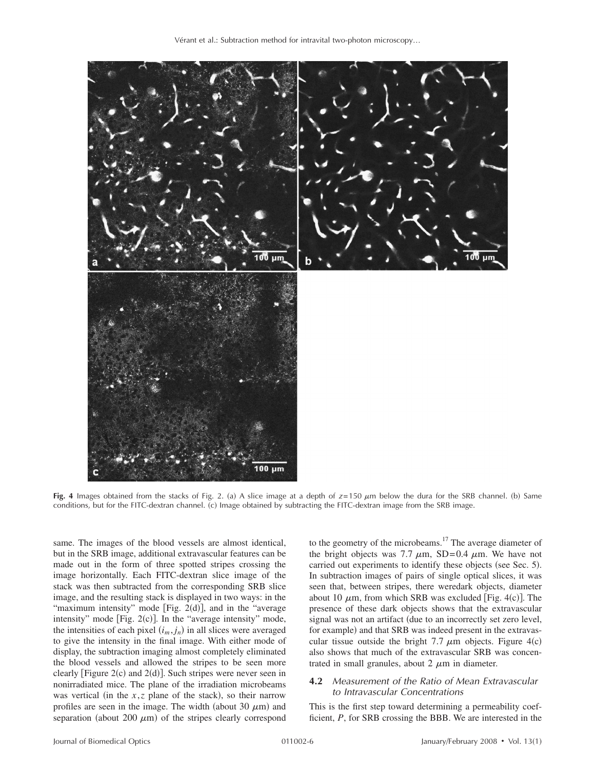**Fig. 4** Images obtained from the stacks of Fig. 2. (a) A slice image at a depth of $z=150$ $\mu$m below the dura for the SRB channel. (b) Same conditions, but for the FITC-dextran channel. (c) Image obtained by subtracting the FITC-dextran image from the SRB image.

same. The images of the blood vessels are almost identical, but in the SRB image, additional extravascular features can be made out in the form of three spotted stripes crossing the image horizontally. Each FITC-dextran slice image of the stack was then subtracted from the corresponding SRB slice image, and the resulting stack is displayed in two ways: in the "maximum intensity" mode [Fig. 2(d)], and in the "average intensity" mode [Fig. 2(c)]. In the "average intensity" mode, the intensities of each pixel $(i_m, j_n)$ in all slices were averaged to give the intensity in the final image. With either mode of display, the subtraction imaging almost completely eliminated the blood vessels and allowed the stripes to be seen more clearly [Figure 2(c) and 2(d)]. Such stripes were never seen in nonirradiated mice. The plane of the irradiation microbeams was vertical (in the $x,z$ plane of the stack), so their narrow profiles are seen in the image. The width (about 30 $\mu$m) and separation (about 200 $\mu$m) of the stripes clearly correspond to the geometry of the microbeams.[17] The average diameter of the bright objects was 7.7 $\mu$m, SD=0.4 $\mu$m. We have not carried out experiments to identify these objects (see Sec. 5). In subtraction images of pairs of single optical slices, it was seen that, between stripes, there weredark objects, diameter about 10 $\mu$m, from which SRB was excluded [Fig. 4(c)]. The presence of these dark objects shows that the extravascular signal was not an artifact (due to an incorrectly set zero level, for example) and that SRB was indeed present in the extravascular tissue outside the bright 7.7 $\mu$m objects. Figure 4(c) also shows that much of the extravascular SRB was concentrated in small granules, about 2 $\mu$m in diameter.

### 4.2 *Measurement of the Ratio of Mean Extravascular to Intravascular Concentrations*

This is the first step toward determining a permeability coefficient, $P$, for SRB crossing the BBB. We are interested in the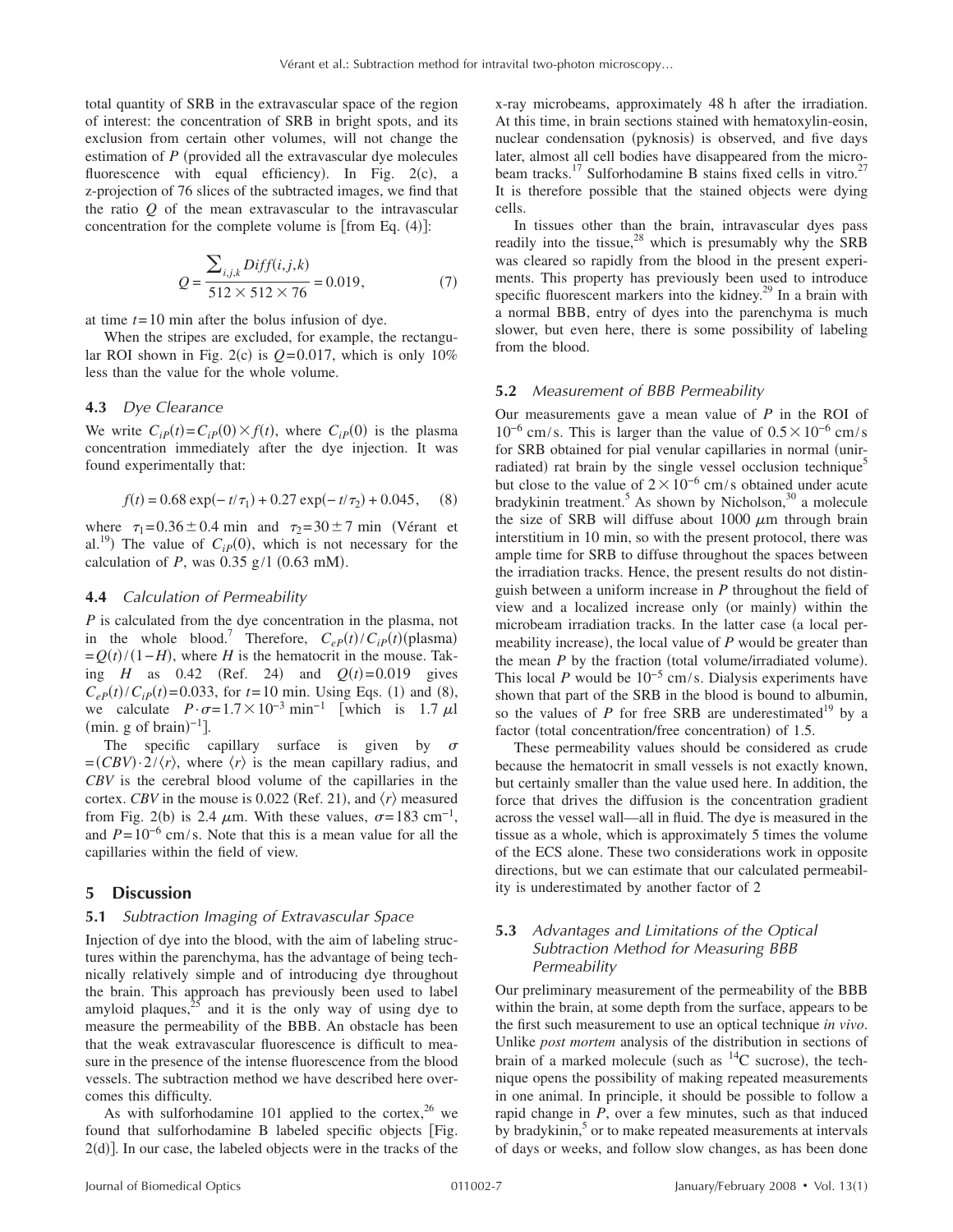total quantity of SRB in the extravascular space of the region of interest: the concentration of SRB in bright spots, and its exclusion from certain other volumes, will not change the estimation of $P$ (provided all the extravascular dye molecules fluorescence with equal efficiency). In Fig. 2(c), a z-projection of 76 slices of the subtracted images, we find that the ratio $Q$ of the mean extravascular to the intravascular concentration for the complete volume is [from Eq. (4)]:

$$Q = \frac{\sum_{i,j,k} Diff(i,j,k)}{512 \times 512 \times 76} = 0.019, \tag{7}$$

at time $t=10$ min after the bolus infusion of dye.

When the stripes are excluded, for example, the rectangular ROI shown in Fig. 2(c) is $Q=0.017$, which is only 10% less than the value for the whole volume.

### 4.3 Dye Clearance

We write $C_{iP}(t) = C_{iP}(0) \times f(t)$, where $C_{iP}(0)$ is the plasma concentration immediately after the dye injection. It was found experimentally that:

$$f(t) = 0.68 \exp(-t/\tau_1) + 0.27 \exp(-t/\tau_2) + 0.045, \tag{8}$$

where $\tau_1 = 0.36 \pm 0.4$ min and $\tau_2 = 30 \pm 7$ min (Vérant et al.[19]) The value of $C_{iP}(0)$, which is not necessary for the calculation of $P$, was 0.35 g/1 (0.63 mM).

### 4.4 Calculation of Permeability

$P$ is calculated from the dye concentration in the plasma, not in the whole blood.[7] Therefore, $C_{eP}(t)/C_{iP}(t)$(plasma) $= Q(t)/(1-H)$, where $H$ is the hematocrit in the mouse. Taking $H$ as 0.42 (Ref. 24) and $Q(t)=0.019$ gives $C_{eP}(t)/C_{iP}(t) = 0.033$, for $t=10$ min. Using Eqs. (1) and (8), we calculate $P \cdot \sigma = 1.7 \times 10^{-3}$ min$^{-1}$ [which is 1.7 $\mu$l (min. g of brain)$^{-1}$].

The specific capillary surface is given by $\sigma = (CBV) \cdot 2/\langle r \rangle$, where $\langle r \rangle$ is the mean capillary radius, and $CBV$ is the cerebral blood volume of the capillaries in the cortex. $CBV$ in the mouse is 0.022 (Ref. 21), and $\langle r \rangle$ measured from Fig. 2(b) is 2.4 $\mu$m. With these values, $\sigma = 183$ cm$^{-1}$, and $P = 10^{-6}$ cm/s. Note that this is a mean value for all the capillaries within the field of view.

## 5 Discussion

### 5.1 Subtraction Imaging of Extravascular Space

Injection of dye into the blood, with the aim of labeling structures within the parenchyma, has the advantage of being technically relatively simple and of introducing dye throughout the brain. This approach has previously been used to label amyloid plaques,[25] and it is the only way of using dye to measure the permeability of the BBB. An obstacle has been that the weak extravascular fluorescence is difficult to measure in the presence of the intense fluorescence from the blood vessels. The subtraction method we have described here overcomes this difficulty.

As with sulforhodamine 101 applied to the cortex,[26] we found that sulforhodamine B labeled specific objects [Fig. 2(d)]. In our case, the labeled objects were in the tracks of the x-ray microbeams, approximately 48 h after the irradiation. At this time, in brain sections stained with hematoxylin-eosin, nuclear condensation (pyknosis) is observed, and five days later, almost all cell bodies have disappeared from the microbeam tracks.[17] Sulforhodamine B stains fixed cells in vitro.[27] It is therefore possible that the stained objects were dying cells.

In tissues other than the brain, intravascular dyes pass readily into the tissue,[28] which is presumably why the SRB was cleared so rapidly from the blood in the present experiments. This property has previously been used to introduce specific fluorescent markers into the kidney.[29] In a brain with a normal BBB, entry of dyes into the parenchyma is much slower, but even here, there is some possibility of labeling from the blood.

### 5.2 Measurement of BBB Permeability

Our measurements gave a mean value of $P$ in the ROI of $10^{-6}$ cm/s. This is larger than the value of $0.5 \times 10^{-6}$ cm/s for SRB obtained for pial venular capillaries in normal (unirradiated) rat brain by the single vessel occlusion technique[5] but close to the value of $2 \times 10^{-6}$ cm/s obtained under acute bradykinin treatment.[5] As shown by Nicholson,[30] a molecule the size of SRB will diffuse about 1000 $\mu$m through brain interstitium in 10 min, so with the present protocol, there was ample time for SRB to diffuse throughout the spaces between the irradiation tracks. Hence, the present results do not distinguish between a uniform increase in $P$ throughout the field of view and a localized increase only (or mainly) within the microbeam irradiation tracks. In the latter case (a local permeability increase), the local value of $P$ would be greater than the mean $P$ by the fraction (total volume/irradiated volume). This local $P$ would be $10^{-5}$ cm/s. Dialysis experiments have shown that part of the SRB in the blood is bound to albumin, so the values of $P$ for free SRB are underestimated[19] by a factor (total concentration/free concentration) of 1.5.

These permeability values should be considered as crude because the hematocrit in small vessels is not exactly known, but certainly smaller than the value used here. In addition, the force that drives the diffusion is the concentration gradient across the vessel wall—all in fluid. The dye is measured in the tissue as a whole, which is approximately 5 times the volume of the ECS alone. These two considerations work in opposite directions, but we can estimate that our calculated permeability is underestimated by another factor of 2

### 5.3 Advantages and Limitations of the Optical Subtraction Method for Measuring BBB Permeability

Our preliminary measurement of the permeability of the BBB within the brain, at some depth from the surface, appears to be the first such measurement to use an optical technique *in vivo*. Unlike *post mortem* analysis of the distribution in sections of brain of a marked molecule (such as $^{14}C$ sucrose), the technique opens the possibility of making repeated measurements in one animal. In principle, it should be possible to follow a rapid change in $P$, over a few minutes, such as that induced by bradykinin,[5] or to make repeated measurements at intervals of days or weeks, and follow slow changes, as has been done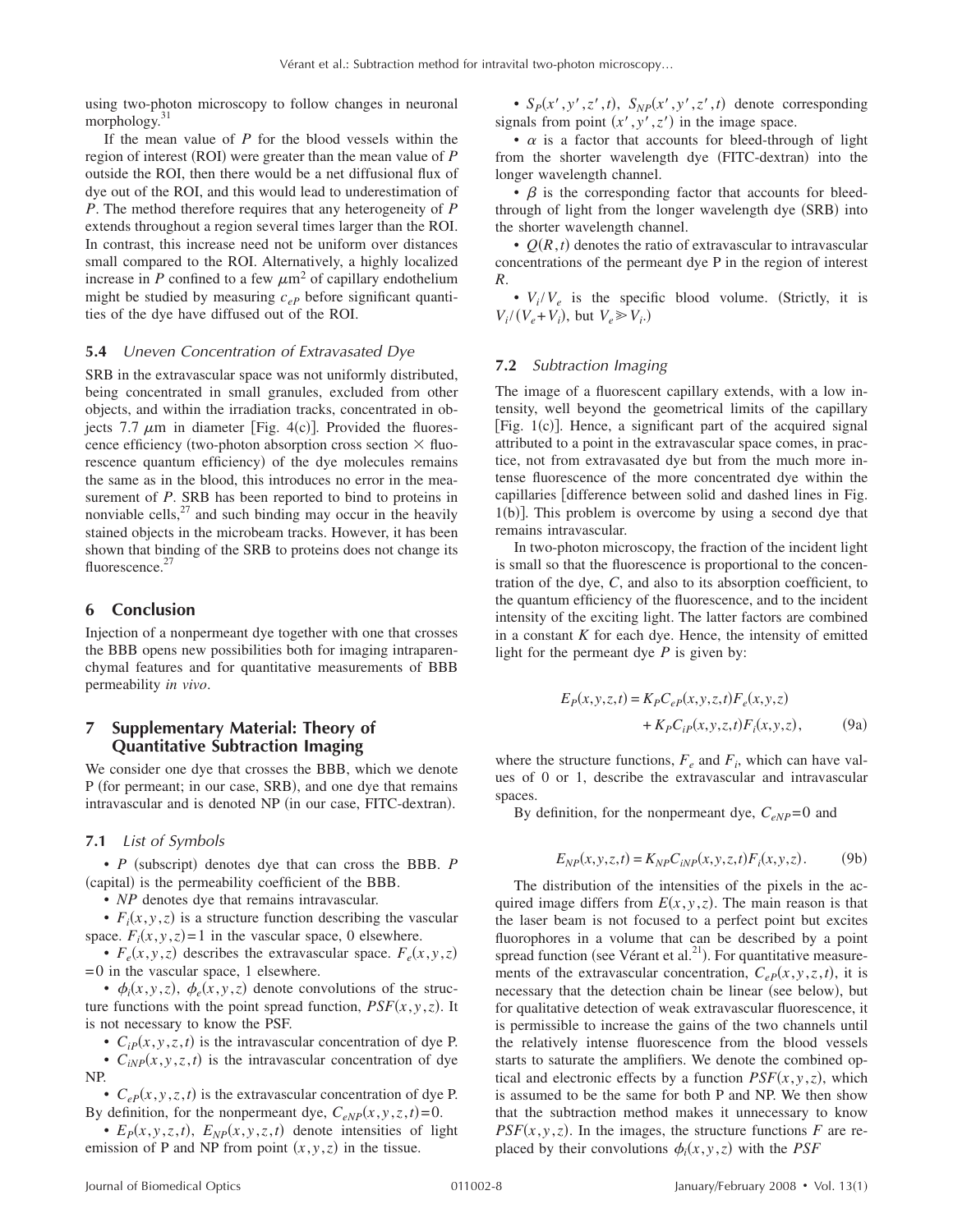using two-photon microscopy to follow changes in neuronal morphology.[31]

If the mean value of $P$ for the blood vessels within the region of interest (ROI) were greater than the mean value of $P$ outside the ROI, then there would be a net diffusional flux of dye out of the ROI, and this would lead to underestimation of $P$. The method therefore requires that any heterogeneity of $P$ extends throughout a region several times larger than the ROI. In contrast, this increase need not be uniform over distances small compared to the ROI. Alternatively, a highly localized increase in $P$ confined to a few $\mu\text{m}^2$ of capillary endothelium might be studied by measuring $c_{eP}$ before significant quantities of the dye have diffused out of the ROI.

### 5.4 *Uneven Concentration of Extravasated Dye*

SRB in the extravascular space was not uniformly distributed, being concentrated in small granules, excluded from other objects, and within the irradiation tracks, concentrated in objects 7.7 $\mu$m in diameter [Fig. 4(c)]. Provided the fluorescence efficiency (two-photon absorption cross section $\times$ fluorescence quantum efficiency) of the dye molecules remains the same as in the blood, this introduces no error in the measurement of $P$. SRB has been reported to bind to proteins in nonviable cells,[27] and such binding may occur in the heavily stained objects in the microbeam tracks. However, it has been shown that binding of the SRB to proteins does not change its fluorescence.[27]

## 6 Conclusion

Injection of a nonpermeant dye together with one that crosses the BBB opens new possibilities both for imaging intraparenchymal features and for quantitative measurements of BBB permeability *in vivo*.

## 7 Supplementary Material: Theory of Quantitative Subtraction Imaging

We consider one dye that crosses the BBB, which we denote P (for permeant; in our case, SRB), and one dye that remains intravascular and is denoted NP (in our case, FITC-dextran).

### 7.1 *List of Symbols*

- $P$ (subscript) denotes dye that can cross the BBB. $P$ (capital) is the permeability coefficient of the BBB.
- $NP$ denotes dye that remains intravascular.
- $F_i(x,y,z)$ is a structure function describing the vascular space. $F_i(x,y,z)=1$ in the vascular space, 0 elsewhere.
- $F_e(x,y,z)$ describes the extravascular space. $F_e(x,y,z)=0$ in the vascular space, 1 elsewhere.
- $\phi_i(x,y,z)$, $\phi_e(x,y,z)$ denote convolutions of the structure functions with the point spread function, $PSF(x,y,z)$. It is not necessary to know the PSF.
- $C_{iP}(x,y,z,t)$ is the intravascular concentration of dye P.
- $C_{iNP}(x,y,z,t)$ is the intravascular concentration of dye NP.
- $C_{eP}(x,y,z,t)$ is the extravascular concentration of dye P. By definition, for the nonpermeant dye, $C_{eNP}(x,y,z,t)=0$.
- $E_P(x,y,z,t)$, $E_{NP}(x,y,z,t)$ denote intensities of light emission of P and NP from point $(x,y,z)$ in the tissue.
- $S_P(x',y',z',t)$, $S_{NP}(x',y',z',t)$ denote corresponding signals from point $(x',y',z')$ in the image space.
- $\alpha$ is a factor that accounts for bleed-through of light from the shorter wavelength dye (FITC-dextran) into the longer wavelength channel.
- $\beta$ is the corresponding factor that accounts for bleed-through of light from the longer wavelength dye (SRB) into the shorter wavelength channel.
- $Q(R,t)$ denotes the ratio of extravascular to intravascular concentrations of the permeant dye P in the region of interest $R$.
- $V_i/V_e$ is the specific blood volume. (Strictly, it is $V_i/(V_e+V_i)$, but $V_e \gg V_i$.)

### 7.2 *Subtraction Imaging*

The image of a fluorescent capillary extends, with a low intensity, well beyond the geometrical limits of the capillary [Fig. 1(c)]. Hence, a significant part of the acquired signal attributed to a point in the extravascular space comes, in practice, not from extravasated dye but from the much more intense fluorescence of the more concentrated dye within the capillaries [difference between solid and dashed lines in Fig. 1(b)]. This problem is overcome by using a second dye that remains intravascular.

In two-photon microscopy, the fraction of the incident light is small so that the fluorescence is proportional to the concentration of the dye, $C$, and also to its absorption coefficient, to the quantum efficiency of the fluorescence, and to the incident intensity of the exciting light. The latter factors are combined in a constant $K$ for each dye. Hence, the intensity of emitted light for the permeant dye $P$ is given by:

$$E_P(x,y,z,t) = K_P C_{eP}(x,y,z,t) F_e(x,y,z) + K_P C_{iP}(x,y,z,t) F_i(x,y,z), \tag{9a}$$

where the structure functions, $F_e$ and $F_i$, which can have values of 0 or 1, describe the extravascular and intravascular spaces.

By definition, for the nonpermeant dye, $C_{eNP}=0$ and

$$E_{NP}(x,y,z,t) = K_{NP} C_{iNP}(x,y,z,t) F_i(x,y,z). \tag{9b}$$

The distribution of the intensities of the pixels in the acquired image differs from $E(x,y,z)$. The main reason is that the laser beam is not focused to a perfect point but excites fluorophores in a volume that can be described by a point spread function (see Vérant et al.[21]). For quantitative measurements of the extravascular concentration, $C_{eP}(x,y,z,t)$, it is necessary that the detection chain be linear (see below), but for qualitative detection of weak extravascular fluorescence, it is permissible to increase the gains of the two channels until the relatively intense fluorescence from the blood vessels starts to saturate the amplifiers. We denote the combined optical and electronic effects by a function $PSF(x,y,z)$, which is assumed to be the same for both P and NP. We then show that the subtraction method makes it unnecessary to know $PSF(x,y,z)$. In the images, the structure functions $F$ are replaced by their convolutions $\phi_i(x,y,z)$ with the $PSF$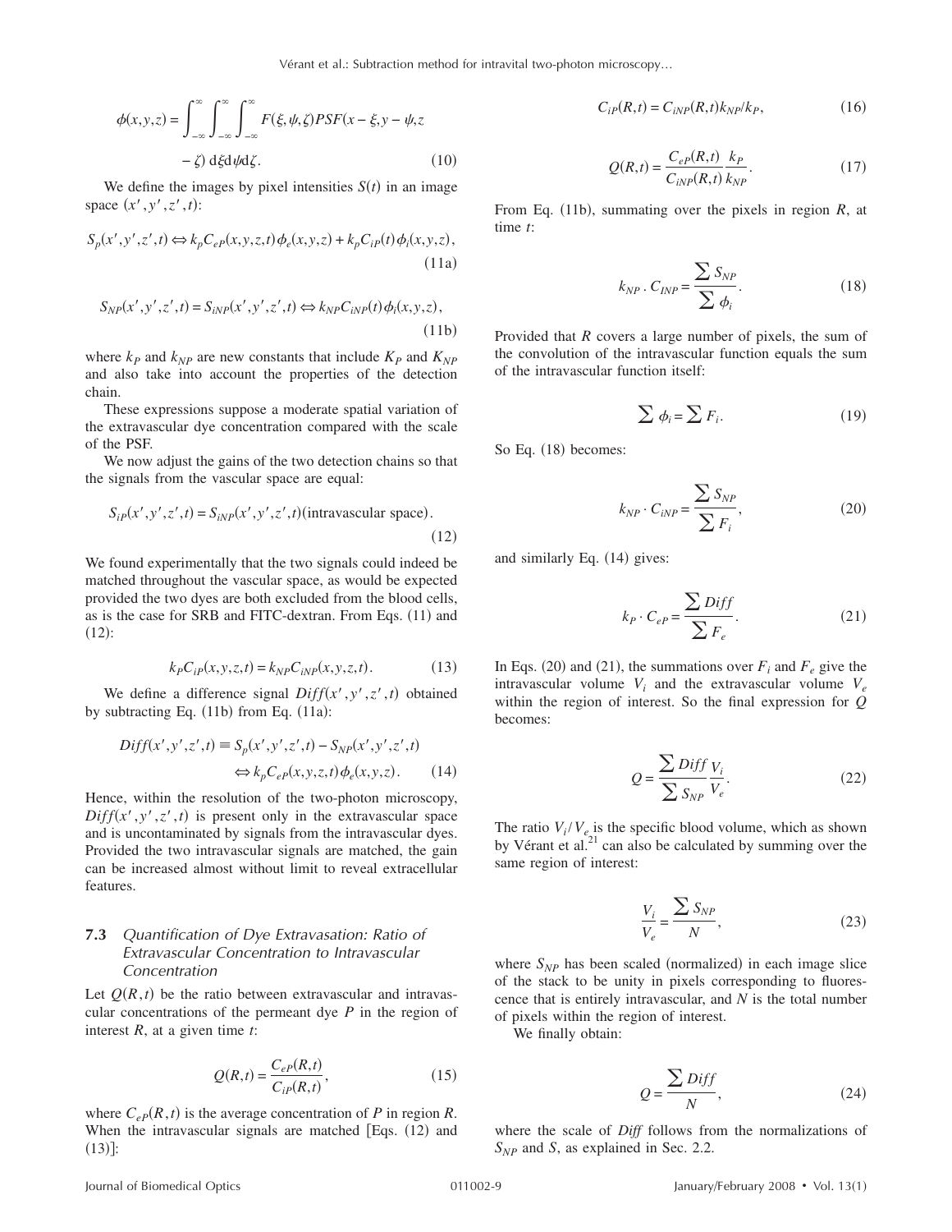$$\phi(x,y,z) = \int_{-\infty}^{\infty}\int_{-\infty}^{\infty}\int_{-\infty}^{\infty} F(\xi,\psi,\zeta) PSF(x-\xi, y-\psi, z - \zeta)\, d\xi d\psi d\zeta. \tag{10}$$

We define the images by pixel intensities $S(t)$ in an image space $(x', y', z', t)$:

$$S_p(x',y',z',t) \Leftrightarrow k_p C_{eP}(x,y,z,t)\phi_e(x,y,z) + k_p C_{iP}(t)\phi_i(x,y,z), \tag{11a}$$

$$S_{NP}(x',y',z',t) = S_{iNP}(x',y',z',t) \Leftrightarrow k_{NP} C_{iNP}(t)\phi_i(x,y,z), \tag{11b}$$

where $k_P$ and $k_{NP}$ are new constants that include $K_P$ and $K_{NP}$ and also take into account the properties of the detection chain.

These expressions suppose a moderate spatial variation of the extravascular dye concentration compared with the scale of the PSF.

We now adjust the gains of the two detection chains so that the signals from the vascular space are equal:

$$S_{iP}(x',y',z',t) = S_{iNP}(x',y',z',t) \text{(intravascular space)}. \tag{12}$$

We found experimentally that the two signals could indeed be matched throughout the vascular space, as would be expected provided the two dyes are both excluded from the blood cells, as is the case for SRB and FITC-dextran. From Eqs. (11) and (12):

$$k_P C_{iP}(x,y,z,t) = k_{NP} C_{iNP}(x,y,z,t). \tag{13}$$

We define a difference signal $Diff(x',y',z',t)$ obtained by subtracting Eq. (11b) from Eq. (11a):

$$Diff(x',y',z',t) \equiv S_p(x',y',z',t) - S_{NP}(x',y',z',t) \Leftrightarrow k_p C_{eP}(x,y,z,t)\phi_e(x,y,z). \tag{14}$$

Hence, within the resolution of the two-photon microscopy, $Diff(x',y',z',t)$ is present only in the extravascular space and is uncontaminated by signals from the intravascular dyes. Provided the two intravascular signals are matched, the gain can be increased almost without limit to reveal extracellular features.

### 7.3 *Quantification of Dye Extravasation: Ratio of Extravascular Concentration to Intravascular Concentration*

Let $Q(R,t)$ be the ratio between extravascular and intravascular concentrations of the permeant dye $P$ in the region of interest $R$, at a given time $t$:

$$Q(R,t) = \frac{C_{eP}(R,t)}{C_{iP}(R,t)}, \tag{15}$$

where $C_{eP}(R,t)$ is the average concentration of $P$ in region $R$. When the intravascular signals are matched [Eqs. (12) and (13)]:

$$C_{iP}(R,t) = C_{iNP}(R,t) k_{NP}/k_P, \tag{16}$$

$$Q(R,t) = \frac{C_{eP}(R,t)}{C_{iNP}(R,t)} \frac{k_P}{k_{NP}}. \tag{17}$$

From Eq. (11b), summating over the pixels in region $R$, at time $t$:

$$k_{NP} \cdot C_{INP} = \frac{\sum S_{NP}}{\sum \phi_i}. \tag{18}$$

Provided that $R$ covers a large number of pixels, the sum of the convolution of the intravascular function equals the sum of the intravascular function itself:

$$\sum \phi_i = \sum F_i. \tag{19}$$

So Eq. (18) becomes:

$$k_{NP} \cdot C_{iNP} = \frac{\sum S_{NP}}{\sum F_i}, \tag{20}$$

and similarly Eq. (14) gives:

$$k_P \cdot C_{eP} = \frac{\sum Diff}{\sum F_e}. \tag{21}$$

In Eqs. (20) and (21), the summations over $F_i$ and $F_e$ give the intravascular volume $V_i$ and the extravascular volume $V_e$ within the region of interest. So the final expression for $Q$ becomes:

$$Q = \frac{\sum Diff}{\sum S_{NP}} \frac{V_i}{V_e}. \tag{22}$$

The ratio $V_i/V_e$ is the specific blood volume, which as shown by Vérant et al.[21] can also be calculated by summing over the same region of interest:

$$\frac{V_i}{V_e} = \frac{\sum S_{NP}}{N}, \tag{23}$$

where $S_{NP}$ has been scaled (normalized) in each image slice of the stack to be unity in pixels corresponding to fluorescence that is entirely intravascular, and $N$ is the total number of pixels within the region of interest.

We finally obtain:

$$Q = \frac{\sum Diff}{N}, \tag{24}$$

where the scale of *Diff* follows from the normalizations of $S_{NP}$ and $S$, as explained in Sec. 2.2.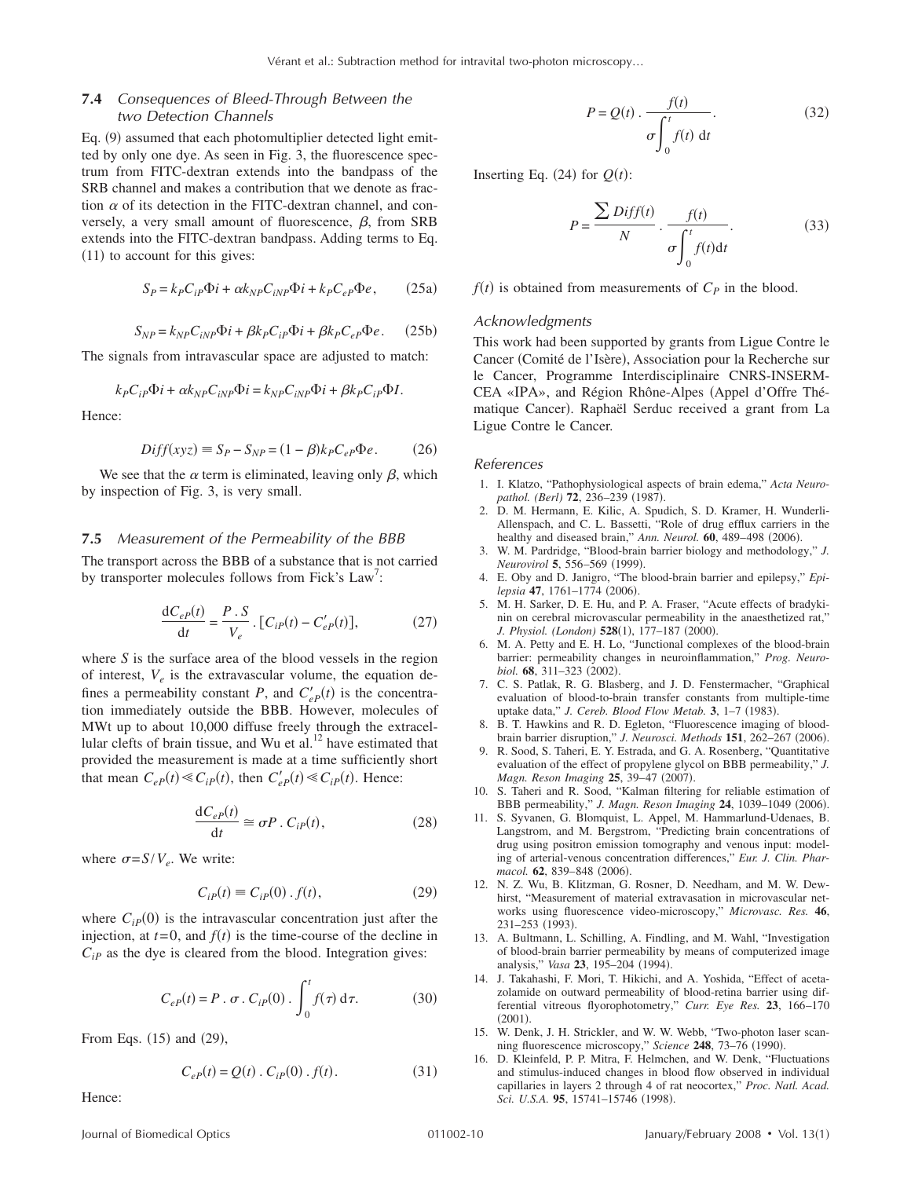### 7.4 *Consequences of Bleed-Through Between the two Detection Channels*

Eq. (9) assumed that each photomultiplier detected light emitted by only one dye. As seen in Fig. 3, the fluorescence spectrum from FITC-dextran extends into the bandpass of the SRB channel and makes a contribution that we denote as fraction $\alpha$ of its detection in the FITC-dextran channel, and conversely, a very small amount of fluorescence, $\beta$, from SRB extends into the FITC-dextran bandpass. Adding terms to Eq. (11) to account for this gives:

$$S_P = k_P C_{iP} \Phi i + \alpha k_{NP} C_{iNP} \Phi i + k_P C_{eP} \Phi e, \tag{25a}$$

$$S_{NP} = k_{NP} C_{iNP} \Phi i + \beta k_P C_{iP} \Phi i + \beta k_P C_{eP} \Phi e. \tag{25b}$$

The signals from intravascular space are adjusted to match:

$$k_P C_{iP} \Phi i + \alpha k_{NP} C_{iNP} \Phi i = k_{NP} C_{iNP} \Phi i + \beta k_P C_{iP} \Phi I.$$

Hence:

$$Diff(xyz) \equiv S_P - S_{NP} = (1-\beta) k_P C_{eP} \Phi e. \tag{26}$$

We see that the $\alpha$ term is eliminated, leaving only $\beta$, which by inspection of Fig. 3, is very small.

### 7.5 *Measurement of the Permeability of the BBB*

The transport across the BBB of a substance that is not carried by transporter molecules follows from Fick's Law[7]:

$$\frac{\mathrm{d}C_{eP}(t)}{\mathrm{d}t} = \frac{P \,.\, S}{V_e} \,.\, [C_{iP}(t) - C'_{eP}(t)], \tag{27}$$

where $S$ is the surface area of the blood vessels in the region of interest, $V_e$ is the extravascular volume, the equation defines a permeability constant $P$, and $C'_{eP}(t)$ is the concentration immediately outside the BBB. However, molecules of MWt up to about 10,000 diffuse freely through the extracellular clefts of brain tissue, and Wu et al.[12] have estimated that provided the measurement is made at a time sufficiently short that mean $C_{eP}(t) \ll C_{iP}(t)$, then $C'_{eP}(t) \ll C_{iP}(t)$. Hence:

$$\frac{\mathrm{d}C_{eP}(t)}{\mathrm{d}t} \cong \sigma P \,.\, C_{iP}(t), \tag{28}$$

where $\sigma = S/V_e$. We write:

$$C_{iP}(t) \equiv C_{iP}(0) \,.\, f(t), \tag{29}$$

where $C_{iP}(0)$ is the intravascular concentration just after the injection, at $t=0$, and $f(t)$ is the time-course of the decline in $C_{iP}$ as the dye is cleared from the blood. Integration gives:

$$C_{eP}(t) = P \,.\, \sigma \,.\, C_{iP}(0) \,.\, \int_0^t f(\tau)\, \mathrm{d}\tau. \tag{30}$$

From Eqs. (15) and (29),

$$C_{eP}(t) = Q(t) \,.\, C_{iP}(0) \,.\, f(t). \tag{31}$$

Hence:

$$P = Q(t) \,.\, \frac{f(t)}{\sigma \int_0^t f(t)\, \mathrm{d}t}. \tag{32}$$

Inserting Eq. (24) for $Q(t)$:

$$P = \frac{\sum Diff(t)}{N} \,.\, \frac{f(t)}{\sigma \int_0^t f(t) \mathrm{d}t}. \tag{33}$$

$f(t)$ is obtained from measurements of $C_P$ in the blood.

### *Acknowledgments*

This work had been supported by grants from Ligue Contre le Cancer (Comité de l'Isère), Association pour la Recherche sur le Cancer, Programme Interdisciplinaire CNRS-INSERM-CEA «IPA», and Région Rhône-Alpes (Appel d'Offre Thématique Cancer). Raphaël Serduc received a grant from La Ligue Contre le Cancer.

### *References*

1. I. Klatzo, "Pathophysiological aspects of brain edema," *Acta Neuropathol. (Berl)* **72**, 236–239 (1987).
2. D. M. Hermann, E. Kilic, A. Spudich, S. D. Kramer, H. Wunderli-Allenspach, and C. L. Bassetti, "Role of drug efflux carriers in the healthy and diseased brain," *Ann. Neurol.* **60**, 489–498 (2006).
3. W. M. Pardridge, "Blood-brain barrier biology and methodology," *J. Neurovirol* **5**, 556–569 (1999).
4. E. Oby and D. Janigro, "The blood-brain barrier and epilepsy," *Epilepsia* **47**, 1761–1774 (2006).
5. M. H. Sarker, D. E. Hu, and P. A. Fraser, "Acute effects of bradykinin on cerebral microvascular permeability in the anaesthetized rat," *J. Physiol. (London)* **528**(1), 177–187 (2000).
6. M. A. Petty and E. H. Lo, "Junctional complexes of the blood-brain barrier: permeability changes in neuroinflammation," *Prog. Neurobiol.* **68**, 311–323 (2002).
7. C. S. Patlak, R. G. Blasberg, and J. D. Fenstermacher, "Graphical evaluation of blood-to-brain transfer constants from multiple-time uptake data," *J. Cereb. Blood Flow Metab.* **3**, 1–7 (1983).
8. B. T. Hawkins and R. D. Egleton, "Fluorescence imaging of blood-brain barrier disruption," *J. Neurosci. Methods* **151**, 262–267 (2006).
9. R. Sood, S. Taheri, E. Y. Estrada, and G. A. Rosenberg, "Quantitative evaluation of the effect of propylene glycol on BBB permeability," *J. Magn. Reson Imaging* **25**, 39–47 (2007).
10. S. Taheri and R. Sood, "Kalman filtering for reliable estimation of BBB permeability," *J. Magn. Reson Imaging* **24**, 1039–1049 (2006).
11. S. Syvanen, G. Blomquist, L. Appel, M. Hammarlund-Udenaes, B. Langstrom, and M. Bergstrom, "Predicting brain concentrations of drug using positron emission tomography and venous input: modeling of arterial-venous concentration differences," *Eur. J. Clin. Pharmacol.* **62**, 839–848 (2006).
12. N. Z. Wu, B. Klitzman, G. Rosner, D. Needham, and M. W. Dewhirst, "Measurement of material extravasation in microvascular networks using fluorescence video-microscopy," *Microvasc. Res.* **46**, 231–253 (1993).
13. A. Bultmann, L. Schilling, A. Findling, and M. Wahl, "Investigation of blood-brain barrier permeability by means of computerized image analysis," *Vasa* **23**, 195–204 (1994).
14. J. Takahashi, F. Mori, T. Hikichi, and A. Yoshida, "Effect of acetazolamide on outward permeability of blood-retina barrier using differential vitreous flyorophotometry," *Curr. Eye Res.* **23**, 166–170 (2001).
15. W. Denk, J. H. Strickler, and W. W. Webb, "Two-photon laser scanning fluorescence microscopy," *Science* **248**, 73–76 (1990).
16. D. Kleinfeld, P. P. Mitra, F. Helmchen, and W. Denk, "Fluctuations and stimulus-induced changes in blood flow observed in individual capillaries in layers 2 through 4 of rat neocortex," *Proc. Natl. Acad. Sci. U.S.A.* **95**, 15741–15746 (1998).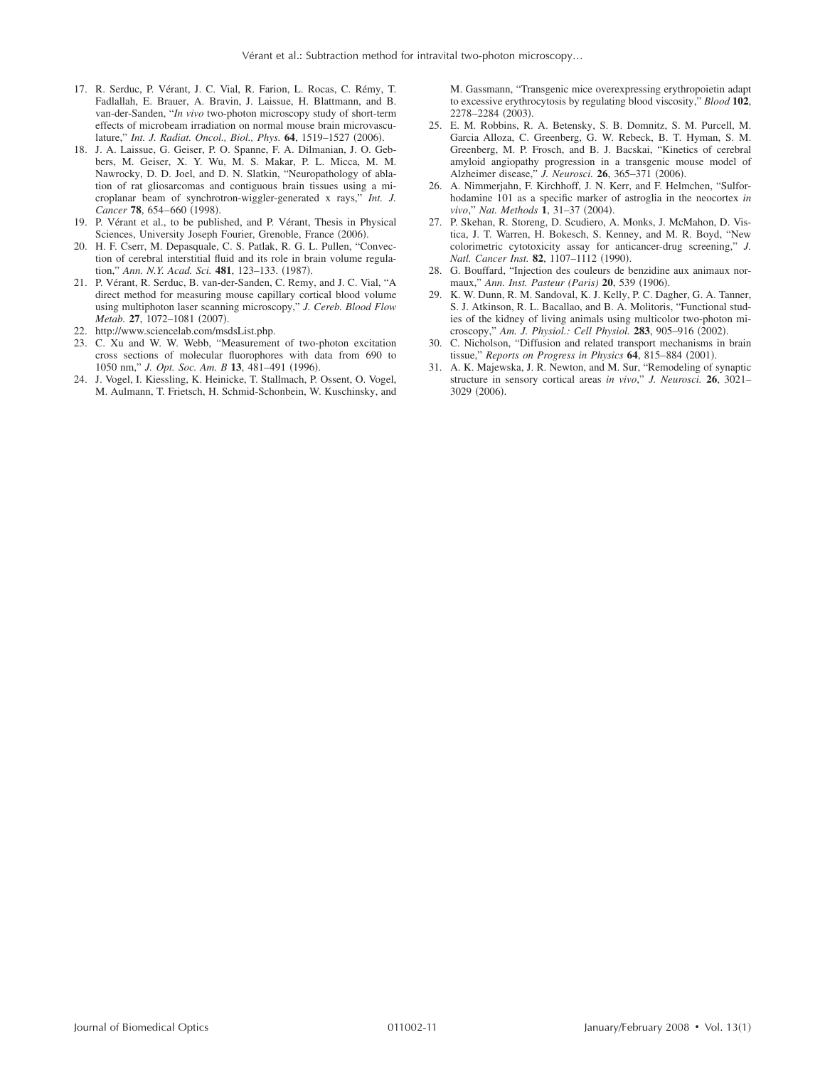17. R. Serduc, P. Vérant, J. C. Vial, R. Farion, L. Rocas, C. Rémy, T. Fadlallah, E. Brauer, A. Bravin, J. Laissue, H. Blattmann, and B. van-der-Sanden, "*In vivo* two-photon microscopy study of short-term effects of microbeam irradiation on normal mouse brain microvasculature," *Int. J. Radiat. Oncol., Biol., Phys.* **64**, 1519–1527 (2006).
18. J. A. Laissue, G. Geiser, P. O. Spanne, F. A. Dilmanian, J. O. Gebbers, M. Geiser, X. Y. Wu, M. S. Makar, P. L. Micca, M. M. Nawrocky, D. D. Joel, and D. N. Slatkin, "Neuropathology of ablation of rat gliosarcomas and contiguous brain tissues using a microplanar beam of synchrotron-wiggler-generated x rays," *Int. J. Cancer* **78**, 654–660 (1998).
19. P. Vérant et al., to be published, and P. Vérant, Thesis in Physical Sciences, University Joseph Fourier, Grenoble, France (2006).
20. H. F. Cserr, M. Depasquale, C. S. Patlak, R. G. L. Pullen, "Convection of cerebral interstitial fluid and its role in brain volume regulation," *Ann. N.Y. Acad. Sci.* **481**, 123–133. (1987).
21. P. Vérant, R. Serduc, B. van-der-Sanden, C. Remy, and J. C. Vial, "A direct method for measuring mouse capillary cortical blood volume using multiphoton laser scanning microscopy," *J. Cereb. Blood Flow Metab.* **27**, 1072–1081 (2007).
22. http://www.sciencelab.com/msdsList.php.
23. C. Xu and W. W. Webb, "Measurement of two-photon excitation cross sections of molecular fluorophores with data from 690 to 1050 nm," *J. Opt. Soc. Am. B* **13**, 481–491 (1996).
24. J. Vogel, I. Kiessling, K. Heinicke, T. Stallmach, P. Ossent, O. Vogel, M. Aulmann, T. Frietsch, H. Schmid-Schonbein, W. Kuschinsky, and M. Gassmann, "Transgenic mice overexpressing erythropoietin adapt to excessive erythrocytosis by regulating blood viscosity," *Blood* **102**, 2278–2284 (2003).
25. E. M. Robbins, R. A. Betensky, S. B. Domnitz, S. M. Purcell, M. Garcia Alloza, C. Greenberg, G. W. Rebeck, B. T. Hyman, S. M. Greenberg, M. P. Frosch, and B. J. Bacskai, "Kinetics of cerebral amyloid angiopathy progression in a transgenic mouse model of Alzheimer disease," *J. Neurosci.* **26**, 365–371 (2006).
26. A. Nimmerjahn, F. Kirchhoff, J. N. Kerr, and F. Helmchen, "Sulforhodamine 101 as a specific marker of astroglia in the neocortex *in vivo*," *Nat. Methods* **1**, 31–37 (2004).
27. P. Skehan, R. Storeng, D. Scudiero, A. Monks, J. McMahon, D. Vistica, J. T. Warren, H. Bokesch, S. Kenney, and M. R. Boyd, "New colorimetric cytotoxicity assay for anticancer-drug screening," *J. Natl. Cancer Inst.* **82**, 1107–1112 (1990).
28. G. Bouffard, "Injection des couleurs de benzidine aux animaux normaux," *Ann. Inst. Pasteur (Paris)* **20**, 539 (1906).
29. K. W. Dunn, R. M. Sandoval, K. J. Kelly, P. C. Dagher, G. A. Tanner, S. J. Atkinson, R. L. Bacallao, and B. A. Molitoris, "Functional studies of the kidney of living animals using multicolor two-photon microscopy," *Am. J. Physiol.: Cell Physiol.* **283**, 905–916 (2002).
30. C. Nicholson, "Diffusion and related transport mechanisms in brain tissue," *Reports on Progress in Physics* **64**, 815–884 (2001).
31. A. K. Majewska, J. R. Newton, and M. Sur, "Remodeling of synaptic structure in sensory cortical areas *in vivo*," *J. Neurosci.* **26**, 3021–3029 (2006).